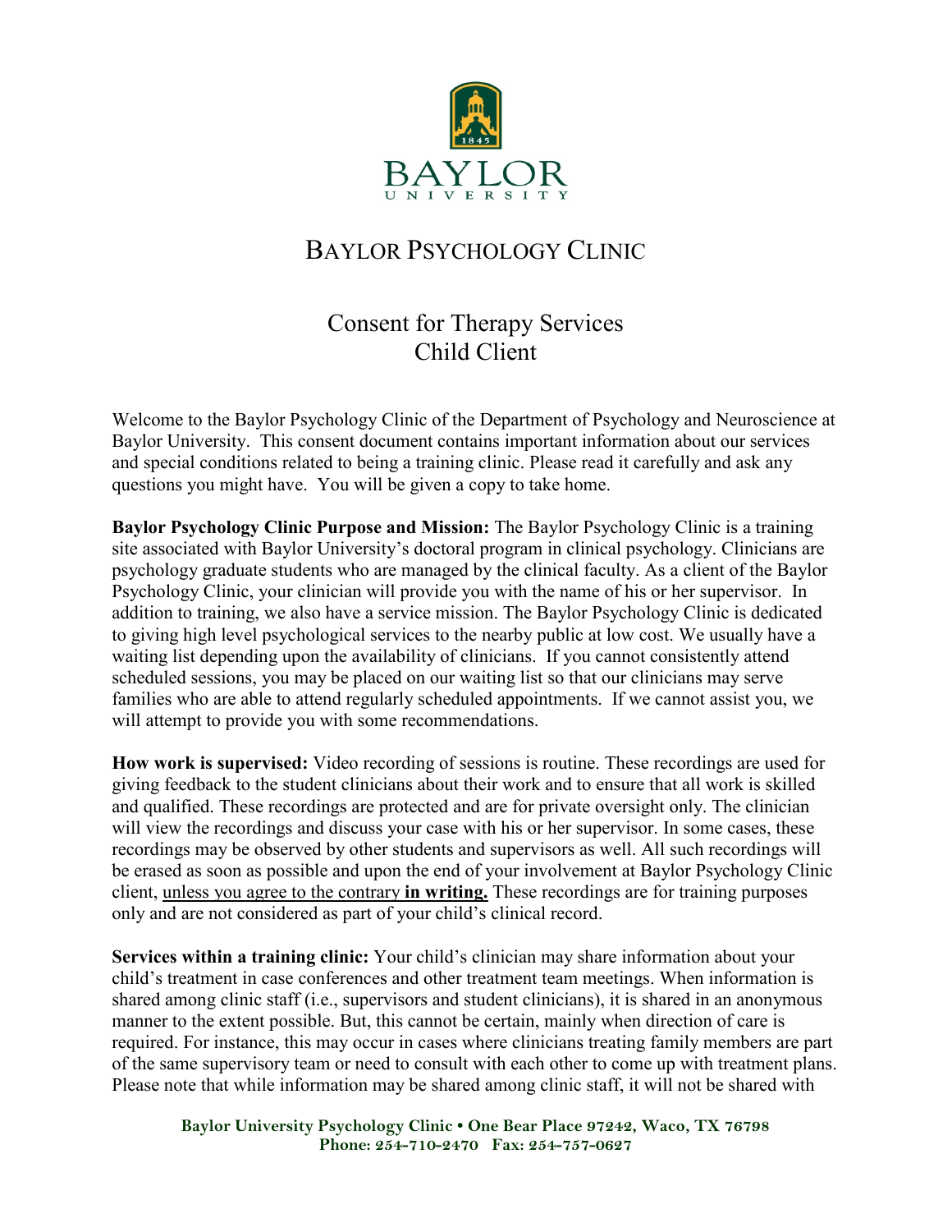# BAYLOR PSYCHOLOGY CLINIC

## Consent for Therapy Services
## Child Client

Welcome to the Baylor Psychology Clinic of the Department of Psychology and Neuroscience at Baylor University. This consent document contains important information about our services and special conditions related to being a training clinic. Please read it carefully and ask any questions you might have. You will be given a copy to take home.

**Baylor Psychology Clinic Purpose and Mission:** The Baylor Psychology Clinic is a training site associated with Baylor University's doctoral program in clinical psychology. Clinicians are psychology graduate students who are managed by the clinical faculty. As a client of the Baylor Psychology Clinic, your clinician will provide you with the name of his or her supervisor. In addition to training, we also have a service mission. The Baylor Psychology Clinic is dedicated to giving high level psychological services to the nearby public at low cost. We usually have a waiting list depending upon the availability of clinicians. If you cannot consistently attend scheduled sessions, you may be placed on our waiting list so that our clinicians may serve families who are able to attend regularly scheduled appointments. If we cannot assist you, we will attempt to provide you with some recommendations.

**How work is supervised:** Video recording of sessions is routine. These recordings are used for giving feedback to the student clinicians about their work and to ensure that all work is skilled and qualified. These recordings are protected and are for private oversight only. The clinician will view the recordings and discuss your case with his or her supervisor. In some cases, these recordings may be observed by other students and supervisors as well. All such recordings will be erased as soon as possible and upon the end of your involvement at Baylor Psychology Clinic client, unless you agree to the contrary **in writing.** These recordings are for training purposes only and are not considered as part of your child's clinical record.

**Services within a training clinic:** Your child's clinician may share information about your child's treatment in case conferences and other treatment team meetings. When information is shared among clinic staff (i.e., supervisors and student clinicians), it is shared in an anonymous manner to the extent possible. But, this cannot be certain, mainly when direction of care is required. For instance, this may occur in cases where clinicians treating family members are part of the same supervisory team or need to consult with each other to come up with treatment plans. Please note that while information may be shared among clinic staff, it will not be shared with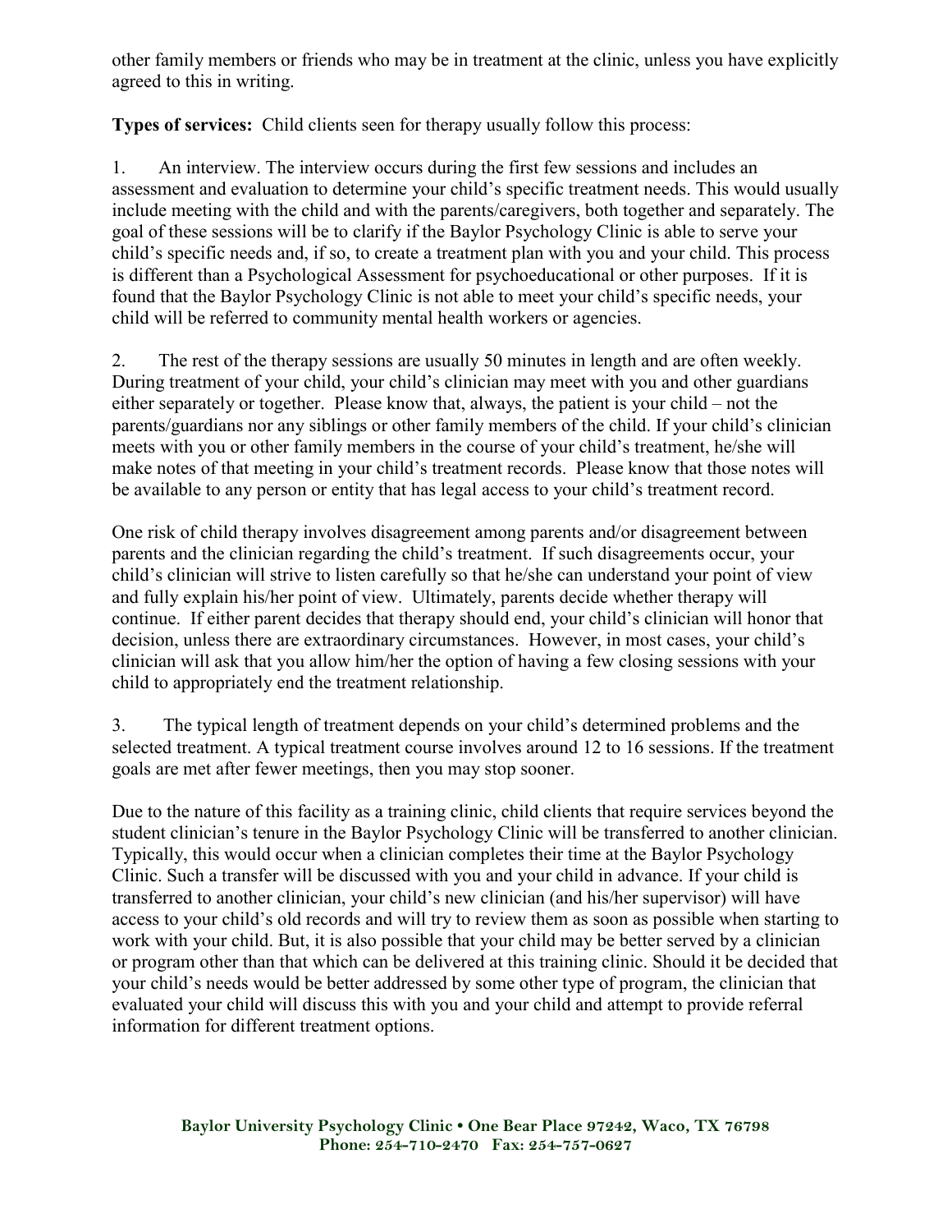other family members or friends who may be in treatment at the clinic, unless you have explicitly agreed to this in writing.

**Types of services:** Child clients seen for therapy usually follow this process:

1. An interview. The interview occurs during the first few sessions and includes an assessment and evaluation to determine your child's specific treatment needs. This would usually include meeting with the child and with the parents/caregivers, both together and separately. The goal of these sessions will be to clarify if the Baylor Psychology Clinic is able to serve your child's specific needs and, if so, to create a treatment plan with you and your child. This process is different than a Psychological Assessment for psychoeducational or other purposes. If it is found that the Baylor Psychology Clinic is not able to meet your child's specific needs, your child will be referred to community mental health workers or agencies.

2. The rest of the therapy sessions are usually 50 minutes in length and are often weekly. During treatment of your child, your child's clinician may meet with you and other guardians either separately or together. Please know that, always, the patient is your child – not the parents/guardians nor any siblings or other family members of the child. If your child's clinician meets with you or other family members in the course of your child's treatment, he/she will make notes of that meeting in your child's treatment records. Please know that those notes will be available to any person or entity that has legal access to your child's treatment record.

One risk of child therapy involves disagreement among parents and/or disagreement between parents and the clinician regarding the child's treatment. If such disagreements occur, your child's clinician will strive to listen carefully so that he/she can understand your point of view and fully explain his/her point of view. Ultimately, parents decide whether therapy will continue. If either parent decides that therapy should end, your child's clinician will honor that decision, unless there are extraordinary circumstances. However, in most cases, your child's clinician will ask that you allow him/her the option of having a few closing sessions with your child to appropriately end the treatment relationship.

3. The typical length of treatment depends on your child's determined problems and the selected treatment. A typical treatment course involves around 12 to 16 sessions. If the treatment goals are met after fewer meetings, then you may stop sooner.

Due to the nature of this facility as a training clinic, child clients that require services beyond the student clinician's tenure in the Baylor Psychology Clinic will be transferred to another clinician. Typically, this would occur when a clinician completes their time at the Baylor Psychology Clinic. Such a transfer will be discussed with you and your child in advance. If your child is transferred to another clinician, your child's new clinician (and his/her supervisor) will have access to your child's old records and will try to review them as soon as possible when starting to work with your child. But, it is also possible that your child may be better served by a clinician or program other than that which can be delivered at this training clinic. Should it be decided that your child's needs would be better addressed by some other type of program, the clinician that evaluated your child will discuss this with you and your child and attempt to provide referral information for different treatment options.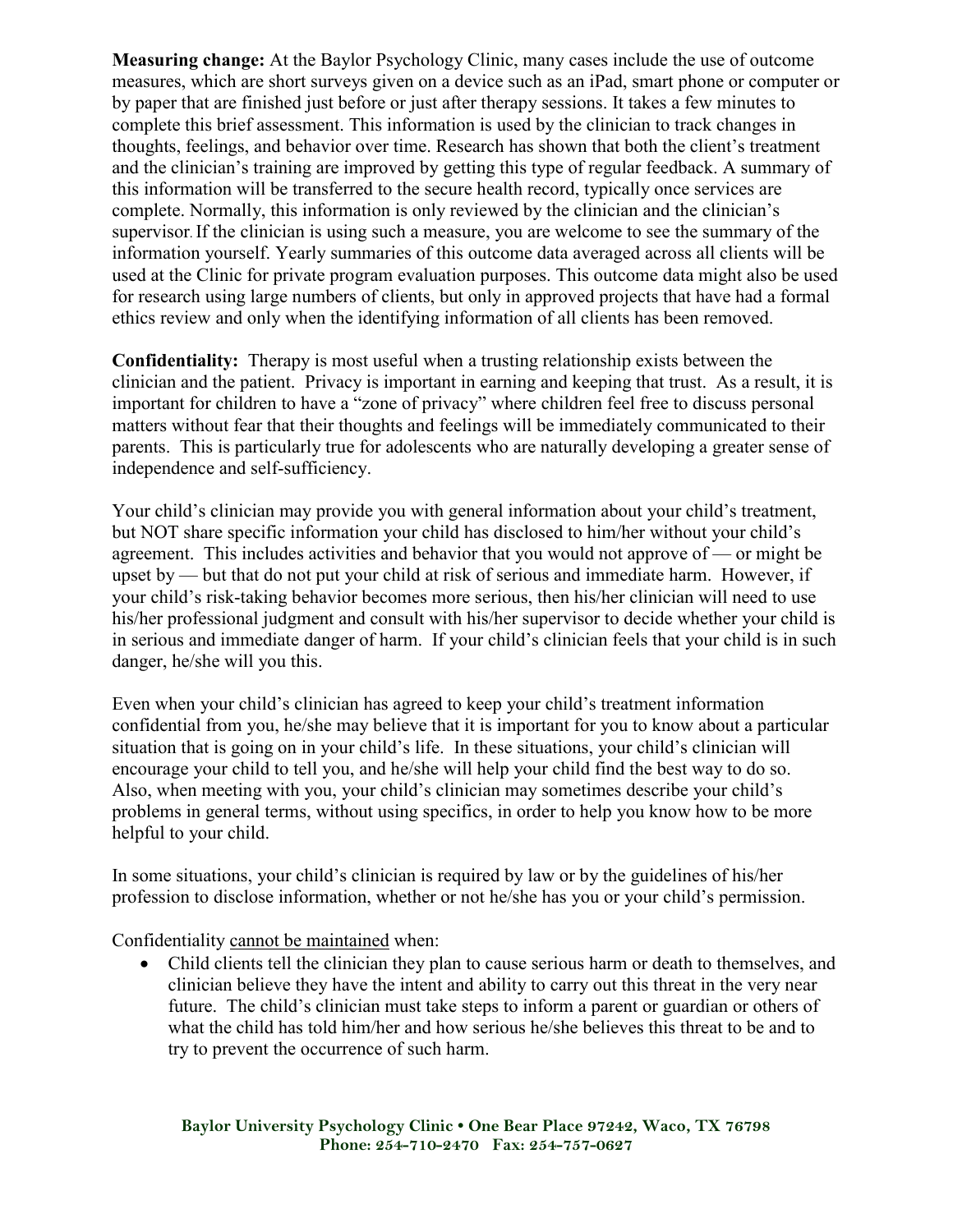**Measuring change:** At the Baylor Psychology Clinic, many cases include the use of outcome measures, which are short surveys given on a device such as an iPad, smart phone or computer or by paper that are finished just before or just after therapy sessions. It takes a few minutes to complete this brief assessment. This information is used by the clinician to track changes in thoughts, feelings, and behavior over time. Research has shown that both the client's treatment and the clinician's training are improved by getting this type of regular feedback. A summary of this information will be transferred to the secure health record, typically once services are complete. Normally, this information is only reviewed by the clinician and the clinician's supervisor. If the clinician is using such a measure, you are welcome to see the summary of the information yourself. Yearly summaries of this outcome data averaged across all clients will be used at the Clinic for private program evaluation purposes. This outcome data might also be used for research using large numbers of clients, but only in approved projects that have had a formal ethics review and only when the identifying information of all clients has been removed.

**Confidentiality:** Therapy is most useful when a trusting relationship exists between the clinician and the patient. Privacy is important in earning and keeping that trust. As a result, it is important for children to have a "zone of privacy" where children feel free to discuss personal matters without fear that their thoughts and feelings will be immediately communicated to their parents. This is particularly true for adolescents who are naturally developing a greater sense of independence and self-sufficiency.

Your child's clinician may provide you with general information about your child's treatment, but NOT share specific information your child has disclosed to him/her without your child's agreement. This includes activities and behavior that you would not approve of — or might be upset by — but that do not put your child at risk of serious and immediate harm. However, if your child's risk-taking behavior becomes more serious, then his/her clinician will need to use his/her professional judgment and consult with his/her supervisor to decide whether your child is in serious and immediate danger of harm. If your child's clinician feels that your child is in such danger, he/she will you this.

Even when your child's clinician has agreed to keep your child's treatment information confidential from you, he/she may believe that it is important for you to know about a particular situation that is going on in your child's life. In these situations, your child's clinician will encourage your child to tell you, and he/she will help your child find the best way to do so. Also, when meeting with you, your child's clinician may sometimes describe your child's problems in general terms, without using specifics, in order to help you know how to be more helpful to your child.

In some situations, your child's clinician is required by law or by the guidelines of his/her profession to disclose information, whether or not he/she has you or your child's permission.

Confidentiality <u>cannot be maintained</u> when:

- Child clients tell the clinician they plan to cause serious harm or death to themselves, and clinician believe they have the intent and ability to carry out this threat in the very near future. The child's clinician must take steps to inform a parent or guardian or others of what the child has told him/her and how serious he/she believes this threat to be and to try to prevent the occurrence of such harm.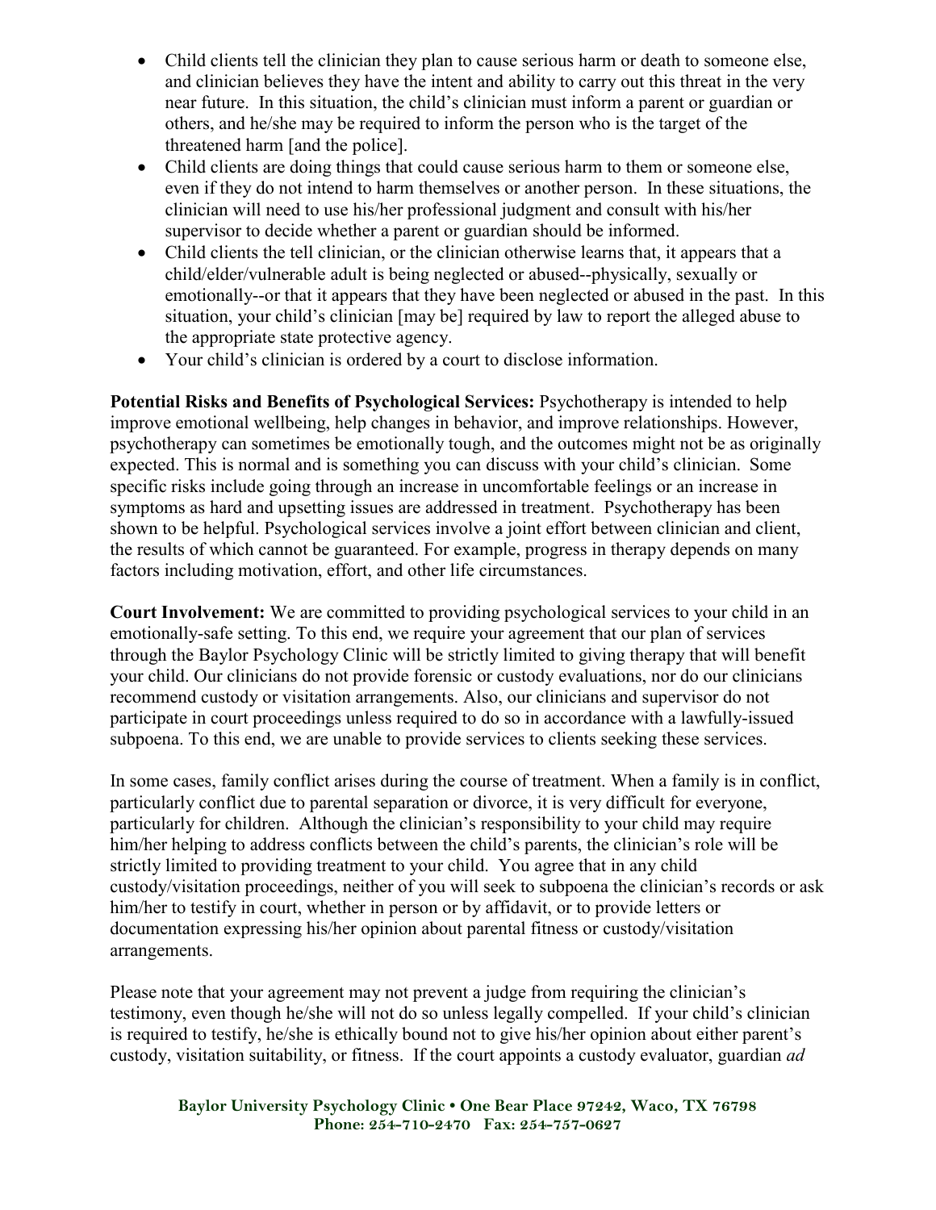- Child clients tell the clinician they plan to cause serious harm or death to someone else, and clinician believes they have the intent and ability to carry out this threat in the very near future. In this situation, the child's clinician must inform a parent or guardian or others, and he/she may be required to inform the person who is the target of the threatened harm [and the police].
- Child clients are doing things that could cause serious harm to them or someone else, even if they do not intend to harm themselves or another person. In these situations, the clinician will need to use his/her professional judgment and consult with his/her supervisor to decide whether a parent or guardian should be informed.
- Child clients the tell clinician, or the clinician otherwise learns that, it appears that a child/elder/vulnerable adult is being neglected or abused--physically, sexually or emotionally--or that it appears that they have been neglected or abused in the past. In this situation, your child's clinician [may be] required by law to report the alleged abuse to the appropriate state protective agency.
- Your child's clinician is ordered by a court to disclose information.

**Potential Risks and Benefits of Psychological Services:** Psychotherapy is intended to help improve emotional wellbeing, help changes in behavior, and improve relationships. However, psychotherapy can sometimes be emotionally tough, and the outcomes might not be as originally expected. This is normal and is something you can discuss with your child's clinician. Some specific risks include going through an increase in uncomfortable feelings or an increase in symptoms as hard and upsetting issues are addressed in treatment. Psychotherapy has been shown to be helpful. Psychological services involve a joint effort between clinician and client, the results of which cannot be guaranteed. For example, progress in therapy depends on many factors including motivation, effort, and other life circumstances.

**Court Involvement:** We are committed to providing psychological services to your child in an emotionally-safe setting. To this end, we require your agreement that our plan of services through the Baylor Psychology Clinic will be strictly limited to giving therapy that will benefit your child. Our clinicians do not provide forensic or custody evaluations, nor do our clinicians recommend custody or visitation arrangements. Also, our clinicians and supervisor do not participate in court proceedings unless required to do so in accordance with a lawfully-issued subpoena. To this end, we are unable to provide services to clients seeking these services.

In some cases, family conflict arises during the course of treatment. When a family is in conflict, particularly conflict due to parental separation or divorce, it is very difficult for everyone, particularly for children. Although the clinician's responsibility to your child may require him/her helping to address conflicts between the child's parents, the clinician's role will be strictly limited to providing treatment to your child. You agree that in any child custody/visitation proceedings, neither of you will seek to subpoena the clinician's records or ask him/her to testify in court, whether in person or by affidavit, or to provide letters or documentation expressing his/her opinion about parental fitness or custody/visitation arrangements.

Please note that your agreement may not prevent a judge from requiring the clinician's testimony, even though he/she will not do so unless legally compelled. If your child's clinician is required to testify, he/she is ethically bound not to give his/her opinion about either parent's custody, visitation suitability, or fitness. If the court appoints a custody evaluator, guardian *ad*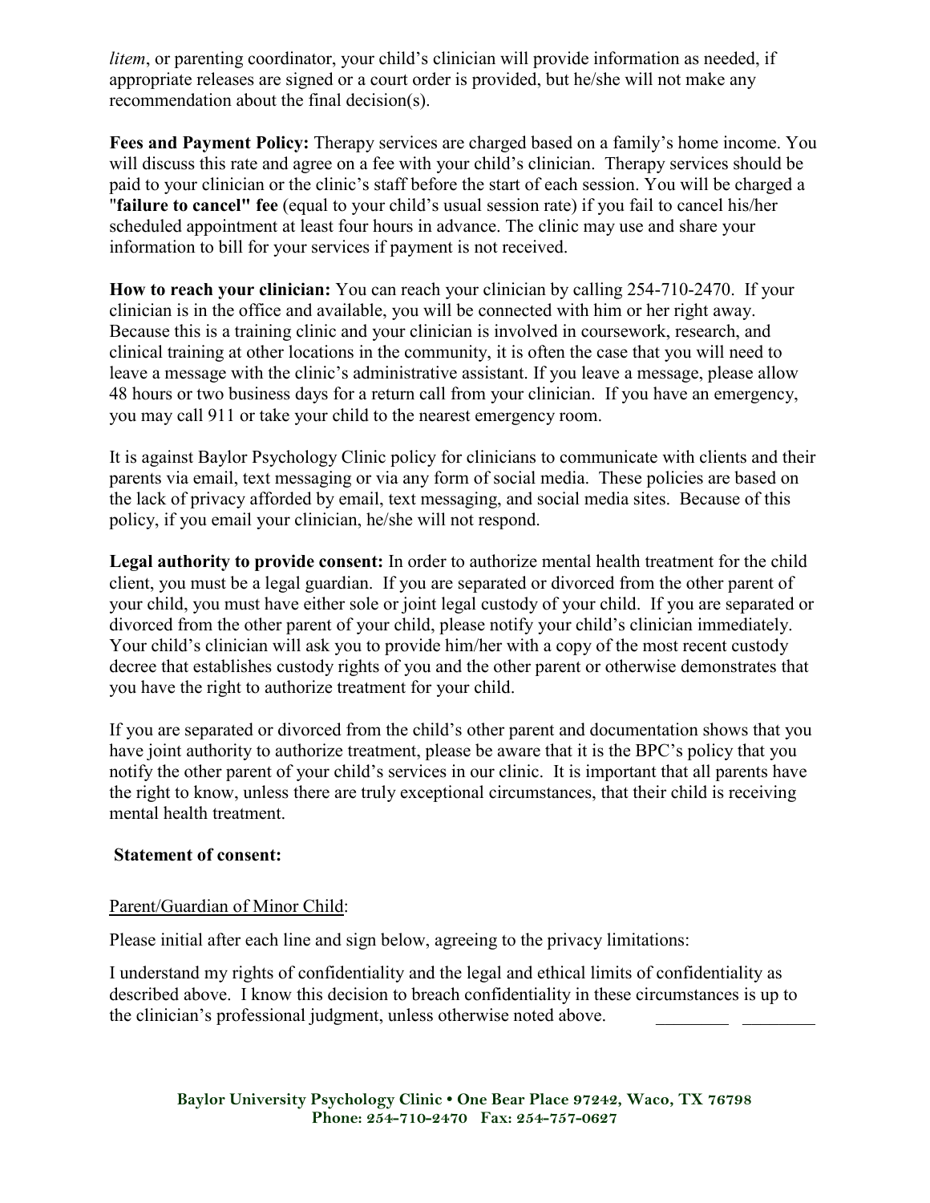*litem*, or parenting coordinator, your child's clinician will provide information as needed, if appropriate releases are signed or a court order is provided, but he/she will not make any recommendation about the final decision(s).

**Fees and Payment Policy:** Therapy services are charged based on a family's home income. You will discuss this rate and agree on a fee with your child's clinician. Therapy services should be paid to your clinician or the clinic's staff before the start of each session. You will be charged a "**failure to cancel" fee** (equal to your child's usual session rate) if you fail to cancel his/her scheduled appointment at least four hours in advance. The clinic may use and share your information to bill for your services if payment is not received.

**How to reach your clinician:** You can reach your clinician by calling 254-710-2470. If your clinician is in the office and available, you will be connected with him or her right away. Because this is a training clinic and your clinician is involved in coursework, research, and clinical training at other locations in the community, it is often the case that you will need to leave a message with the clinic's administrative assistant. If you leave a message, please allow 48 hours or two business days for a return call from your clinician. If you have an emergency, you may call 911 or take your child to the nearest emergency room.

It is against Baylor Psychology Clinic policy for clinicians to communicate with clients and their parents via email, text messaging or via any form of social media. These policies are based on the lack of privacy afforded by email, text messaging, and social media sites. Because of this policy, if you email your clinician, he/she will not respond.

**Legal authority to provide consent:** In order to authorize mental health treatment for the child client, you must be a legal guardian. If you are separated or divorced from the other parent of your child, you must have either sole or joint legal custody of your child. If you are separated or divorced from the other parent of your child, please notify your child's clinician immediately. Your child's clinician will ask you to provide him/her with a copy of the most recent custody decree that establishes custody rights of you and the other parent or otherwise demonstrates that you have the right to authorize treatment for your child.

If you are separated or divorced from the child's other parent and documentation shows that you have joint authority to authorize treatment, please be aware that it is the BPC's policy that you notify the other parent of your child's services in our clinic. It is important that all parents have the right to know, unless there are truly exceptional circumstances, that their child is receiving mental health treatment.

**Statement of consent:**

Parent/Guardian of Minor Child:

Please initial after each line and sign below, agreeing to the privacy limitations:

I understand my rights of confidentiality and the legal and ethical limits of confidentiality as described above. I know this decision to breach confidentiality in these circumstances is up to the clinician's professional judgment, unless otherwise noted above. ________ ________

**Baylor University Psychology Clinic • One Bear Place 97242, Waco, TX 76798**
**Phone: 254-710-2470 Fax: 254-757-0627**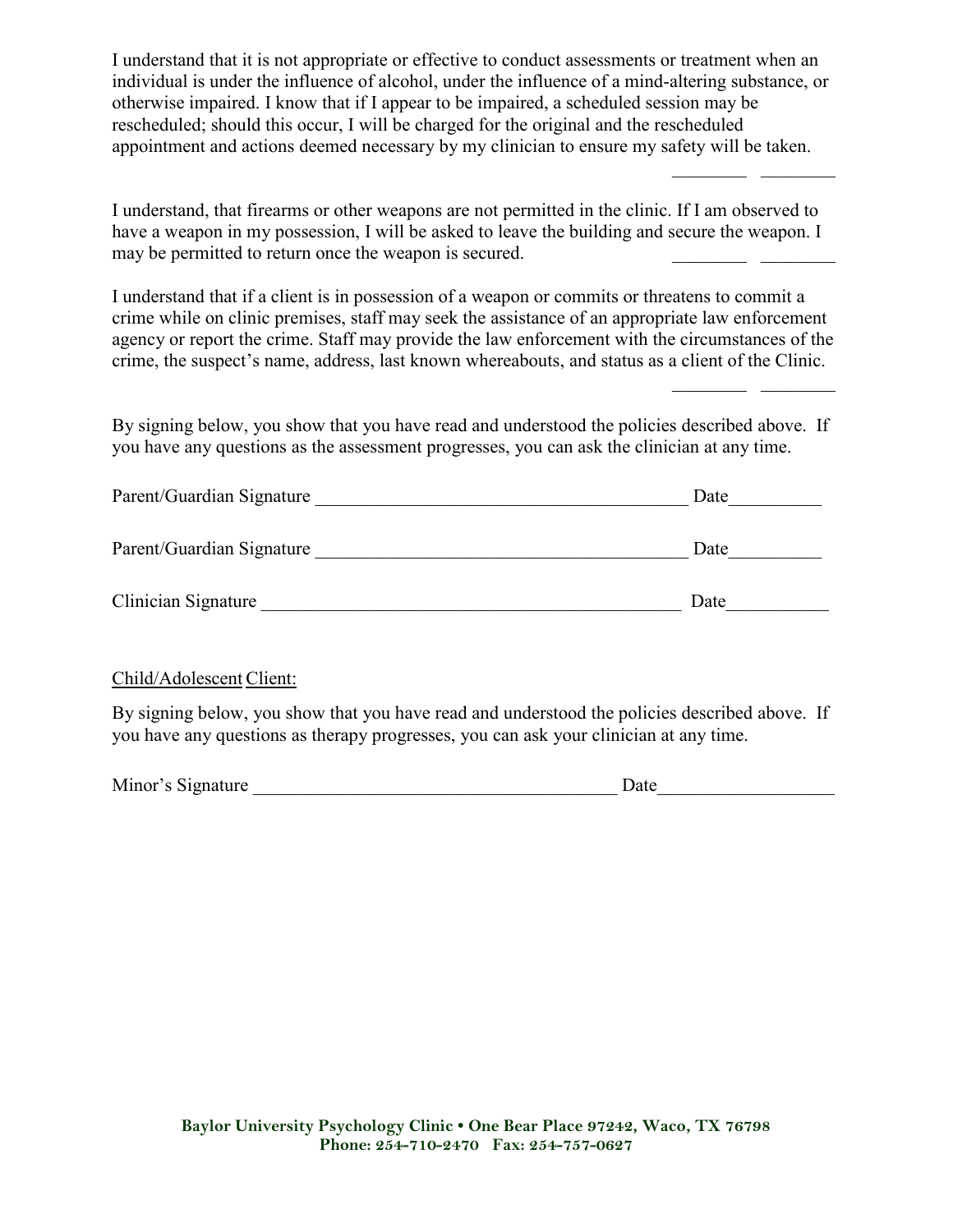I understand that it is not appropriate or effective to conduct assessments or treatment when an individual is under the influence of alcohol, under the influence of a mind-altering substance, or otherwise impaired. I know that if I appear to be impaired, a scheduled session may be rescheduled; should this occur, I will be charged for the original and the rescheduled appointment and actions deemed necessary by my clinician to ensure my safety will be taken.

________ ________

I understand, that firearms or other weapons are not permitted in the clinic. If I am observed to have a weapon in my possession, I will be asked to leave the building and secure the weapon. I may be permitted to return once the weapon is secured. ________ ________

I understand that if a client is in possession of a weapon or commits or threatens to commit a crime while on clinic premises, staff may seek the assistance of an appropriate law enforcement agency or report the crime. Staff may provide the law enforcement with the circumstances of the crime, the suspect's name, address, last known whereabouts, and status as a client of the Clinic.

________ ________

By signing below, you show that you have read and understood the policies described above. If you have any questions as the assessment progresses, you can ask the clinician at any time.

Parent/Guardian Signature ______________________________________ Date__________

Parent/Guardian Signature ______________________________________ Date__________

Clinician Signature ____________________________________________ Date___________

<u>Child/Adolescent Client:</u>

By signing below, you show that you have read and understood the policies described above. If you have any questions as therapy progresses, you can ask your clinician at any time.

Minor's Signature ______________________________________ Date___________________

**Baylor University Psychology Clinic • One Bear Place 97242, Waco, TX 76798**
**Phone: 254-710-2470 Fax: 254-757-0627**